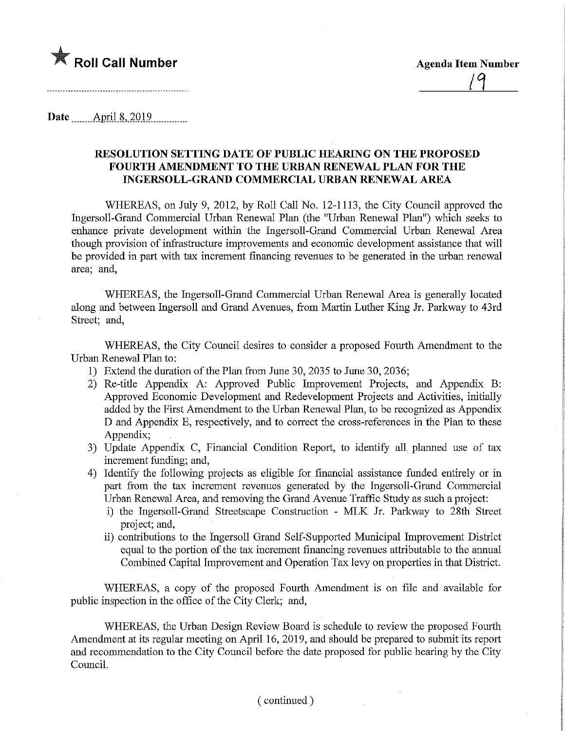★ **Roll Call Number**

**Agenda Item Number**

19

Date April 8, 2019

## RESOLUTION SETTING DATE OF PUBLIC HEARING ON THE PROPOSED FOURTH AMENDMENT TO THE URBAN RENEWAL PLAN FOR THE INGERSOLL-GRAND COMMERCIAL URBAN RENEWAL AREA

WHEREAS, on July 9, 2012, by Roll Call No. 12-1113, the City Council approved the Ingersoll-Grand Commercial Urban Renewal Plan (the "Urban Renewal Plan") which seeks to enhance private development within the Ingersoll-Grand Commercial Urban Renewal Area though provision of infrastructure improvements and economic development assistance that will be provided in part with tax increment financing revenues to be generated in the urban renewal area; and,

WHEREAS, the Ingersoll-Grand Commercial Urban Renewal Area is generally located along and between Ingersoll and Grand Avenues, from Martin Luther King Jr. Parkway to 43rd Street; and,

WHEREAS, the City Council desires to consider a proposed Fourth Amendment to the Urban Renewal Plan to:

1) Extend the duration of the Plan from June 30, 2035 to June 30, 2036;
2) Re-title Appendix A: Approved Public Improvement Projects, and Appendix B: Approved Economic Development and Redevelopment Projects and Activities, initially added by the First Amendment to the Urban Renewal Plan, to be recognized as Appendix D and Appendix E, respectively, and to correct the cross-references in the Plan to these Appendix;
3) Update Appendix C, Financial Condition Report, to identify all planned use of tax increment funding; and,
4) Identify the following projects as eligible for financial assistance funded entirely or in part from the tax increment revenues generated by the Ingersoll-Grand Commercial Urban Renewal Area, and removing the Grand Avenue Traffic Study as such a project:
   i) the Ingersoll-Grand Streetscape Construction - MLK Jr. Parkway to 28th Street project; and,
   ii) contributions to the Ingersoll Grand Self-Supported Municipal Improvement District equal to the portion of the tax increment financing revenues attributable to the annual Combined Capital Improvement and Operation Tax levy on properties in that District.

WHEREAS, a copy of the proposed Fourth Amendment is on file and available for public inspection in the office of the City Clerk; and,

WHEREAS, the Urban Design Review Board is schedule to review the proposed Fourth Amendment at its regular meeting on April 16, 2019, and should be prepared to submit its report and recommendation to the City Council before the date proposed for public hearing by the City Council.

( continued )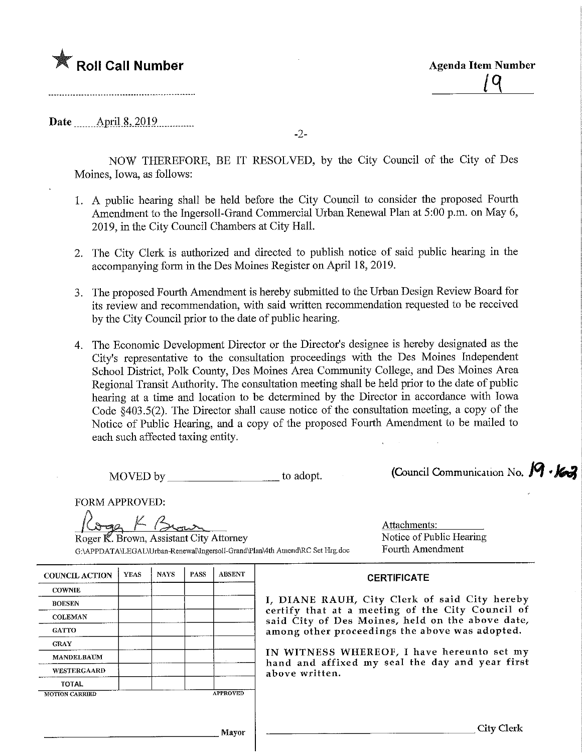★ **Roll Call Number**

**Agenda Item Number**

19

**Date** April 8, 2019

NOW THEREFORE, BE IT RESOLVED, by the City Council of the City of Des Moines, Iowa, as follows:

1. A public hearing shall be held before the City Council to consider the proposed Fourth Amendment to the Ingersoll-Grand Commercial Urban Renewal Plan at 5:00 p.m. on May 6, 2019, in the City Council Chambers at City Hall.

2. The City Clerk is authorized and directed to publish notice of said public hearing in the accompanying form in the Des Moines Register on April 18, 2019.

3. The proposed Fourth Amendment is hereby submitted to the Urban Design Review Board for its review and recommendation, with said written recommendation requested to be received by the City Council prior to the date of public hearing.

4. The Economic Development Director or the Director's designee is hereby designated as the City's representative to the consultation proceedings with the Des Moines Independent School District, Polk County, Des Moines Area Community College, and Des Moines Area Regional Transit Authority. The consultation meeting shall be held prior to the date of public hearing at a time and location to be determined by the Director in accordance with Iowa Code §403.5(2). The Director shall cause notice of the consultation meeting, a copy of the Notice of Public Hearing, and a copy of the proposed Fourth Amendment to be mailed to each such affected taxing entity.

MOVED by ________________ to adopt.

(Council Communication No. 19-162)

FORM APPROVED:

Roger K. Brown, Assistant City Attorney
G:\APPDATA\LEGAL\Urban-Renewal\Ingersoll-Grand\Plan\4th Amend\RC Set Hrg.doc

Attachments:
Notice of Public Hearing
Fourth Amendment

| COUNCIL ACTION | YEAS | NAYS | PASS | ABSENT |
|---|---|---|---|---|
| COWNIE | | | | |
| BOESEN | | | | |
| COLEMAN | | | | |
| GATTO | | | | |
| GRAY | | | | |
| MANDELBAUM | | | | |
| WESTERGAARD | | | | |
| TOTAL | | | | |

MOTION CARRIED APPROVED

________________ Mayor

**CERTIFICATE**

I, DIANE RAUH, City Clerk of said City hereby certify that at a meeting of the City Council of said City of Des Moines, held on the above date, among other proceedings the above was adopted.

IN WITNESS WHEREOF, I have hereunto set my hand and affixed my seal the day and year first above written.

________________ City Clerk